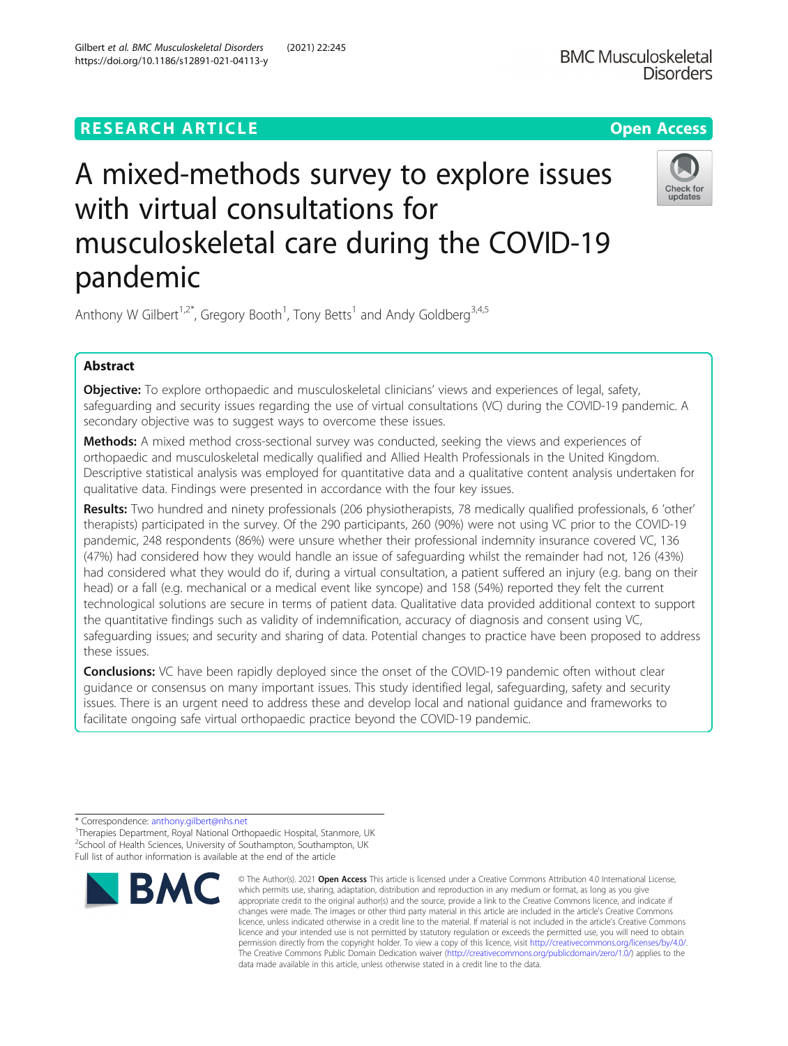RESEARCH ARTICLE

Open Access

# A mixed-methods survey to explore issues with virtual consultations for musculoskeletal care during the COVID-19 pandemic

Anthony W Gilbert[1,2*], Gregory Booth[1], Tony Betts[1] and Andy Goldberg[3,4,5]

## Abstract

**Objective:** To explore orthopaedic and musculoskeletal clinicians' views and experiences of legal, safety, safeguarding and security issues regarding the use of virtual consultations (VC) during the COVID-19 pandemic. A secondary objective was to suggest ways to overcome these issues.

**Methods:** A mixed method cross-sectional survey was conducted, seeking the views and experiences of orthopaedic and musculoskeletal medically qualified and Allied Health Professionals in the United Kingdom. Descriptive statistical analysis was employed for quantitative data and a qualitative content analysis undertaken for qualitative data. Findings were presented in accordance with the four key issues.

**Results:** Two hundred and ninety professionals (206 physiotherapists, 78 medically qualified professionals, 6 'other' therapists) participated in the survey. Of the 290 participants, 260 (90%) were not using VC prior to the COVID-19 pandemic, 248 respondents (86%) were unsure whether their professional indemnity insurance covered VC, 136 (47%) had considered how they would handle an issue of safeguarding whilst the remainder had not, 126 (43%) had considered what they would do if, during a virtual consultation, a patient suffered an injury (e.g. bang on their head) or a fall (e.g. mechanical or a medical event like syncope) and 158 (54%) reported they felt the current technological solutions are secure in terms of patient data. Qualitative data provided additional context to support the quantitative findings such as validity of indemnification, accuracy of diagnosis and consent using VC, safeguarding issues; and security and sharing of data. Potential changes to practice have been proposed to address these issues.

**Conclusions:** VC have been rapidly deployed since the onset of the COVID-19 pandemic often without clear guidance or consensus on many important issues. This study identified legal, safeguarding, safety and security issues. There is an urgent need to address these and develop local and national guidance and frameworks to facilitate ongoing safe virtual orthopaedic practice beyond the COVID-19 pandemic.

---

* Correspondence: anthony.gilbert@nhs.net
[1]Therapies Department, Royal National Orthopaedic Hospital, Stanmore, UK
[2]School of Health Sciences, University of Southampton, Southampton, UK
Full list of author information is available at the end of the article

© The Author(s). 2021 **Open Access** This article is licensed under a Creative Commons Attribution 4.0 International License, which permits use, sharing, adaptation, distribution and reproduction in any medium or format, as long as you give appropriate credit to the original author(s) and the source, provide a link to the Creative Commons licence, and indicate if changes were made. The images or other third party material in this article are included in the article's Creative Commons licence, unless indicated otherwise in a credit line to the material. If material is not included in the article's Creative Commons licence and your intended use is not permitted by statutory regulation or exceeds the permitted use, you will need to obtain permission directly from the copyright holder. To view a copy of this licence, visit http://creativecommons.org/licenses/by/4.0/. The Creative Commons Public Domain Dedication waiver (http://creativecommons.org/publicdomain/zero/1.0/) applies to the data made available in this article, unless otherwise stated in a credit line to the data.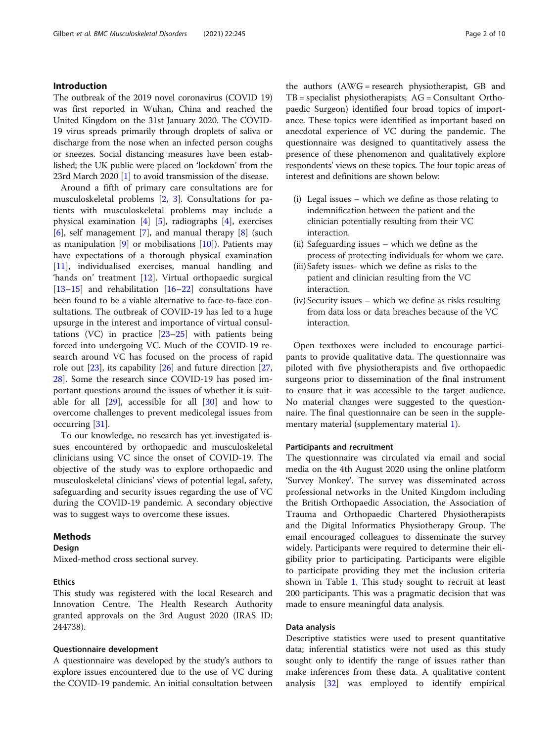## Introduction

The outbreak of the 2019 novel coronavirus (COVID 19) was first reported in Wuhan, China and reached the United Kingdom on the 31st January 2020. The COVID-19 virus spreads primarily through droplets of saliva or discharge from the nose when an infected person coughs or sneezes. Social distancing measures have been established; the UK public were placed on 'lockdown' from the 23rd March 2020 [1] to avoid transmission of the disease.

Around a fifth of primary care consultations are for musculoskeletal problems [2, 3]. Consultations for patients with musculoskeletal problems may include a physical examination [4] [5], radiographs [4], exercises [6], self management [7], and manual therapy [8] (such as manipulation [9] or mobilisations [10]). Patients may have expectations of a thorough physical examination [11], individualised exercises, manual handling and 'hands on' treatment [12]. Virtual orthopaedic surgical [13–15] and rehabilitation [16–22] consultations have been found to be a viable alternative to face-to-face consultations. The outbreak of COVID-19 has led to a huge upsurge in the interest and importance of virtual consultations (VC) in practice [23–25] with patients being forced into undergoing VC. Much of the COVID-19 research around VC has focused on the process of rapid role out [23], its capability [26] and future direction [27, 28]. Some the research since COVID-19 has posed important questions around the issues of whether it is suitable for all [29], accessible for all [30] and how to overcome challenges to prevent medicolegal issues from occurring [31].

To our knowledge, no research has yet investigated issues encountered by orthopaedic and musculoskeletal clinicians using VC since the onset of COVID-19. The objective of the study was to explore orthopaedic and musculoskeletal clinicians' views of potential legal, safety, safeguarding and security issues regarding the use of VC during the COVID-19 pandemic. A secondary objective was to suggest ways to overcome these issues.

## Methods

### Design

Mixed-method cross sectional survey.

### Ethics

This study was registered with the local Research and Innovation Centre. The Health Research Authority granted approvals on the 3rd August 2020 (IRAS ID: 244738).

### Questionnaire development

A questionnaire was developed by the study's authors to explore issues encountered due to the use of VC during the COVID-19 pandemic. An initial consultation between the authors (AWG = research physiotherapist, GB and TB = specialist physiotherapists; AG = Consultant Orthopaedic Surgeon) identified four broad topics of importance. These topics were identified as important based on anecdotal experience of VC during the pandemic. The questionnaire was designed to quantitatively assess the presence of these phenomenon and qualitatively explore respondents' views on these topics. The four topic areas of interest and definitions are shown below:

(i) Legal issues – which we define as those relating to indemnification between the patient and the clinician potentially resulting from their VC interaction.
(ii) Safeguarding issues – which we define as the process of protecting individuals for whom we care.
(iii) Safety issues- which we define as risks to the patient and clinician resulting from the VC interaction.
(iv) Security issues – which we define as risks resulting from data loss or data breaches because of the VC interaction.

Open textboxes were included to encourage participants to provide qualitative data. The questionnaire was piloted with five physiotherapists and five orthopaedic surgeons prior to dissemination of the final instrument to ensure that it was accessible to the target audience. No material changes were suggested to the questionnaire. The final questionnaire can be seen in the supplementary material (supplementary material 1).

### Participants and recruitment

The questionnaire was circulated via email and social media on the 4th August 2020 using the online platform 'Survey Monkey'. The survey was disseminated across professional networks in the United Kingdom including the British Orthopaedic Association, the Association of Trauma and Orthopaedic Chartered Physiotherapists and the Digital Informatics Physiotherapy Group. The email encouraged colleagues to disseminate the survey widely. Participants were required to determine their eligibility prior to participating. Participants were eligible to participate providing they met the inclusion criteria shown in Table 1. This study sought to recruit at least 200 participants. This was a pragmatic decision that was made to ensure meaningful data analysis.

### Data analysis

Descriptive statistics were used to present quantitative data; inferential statistics were not used as this study sought only to identify the range of issues rather than make inferences from these data. A qualitative content analysis [32] was employed to identify empirical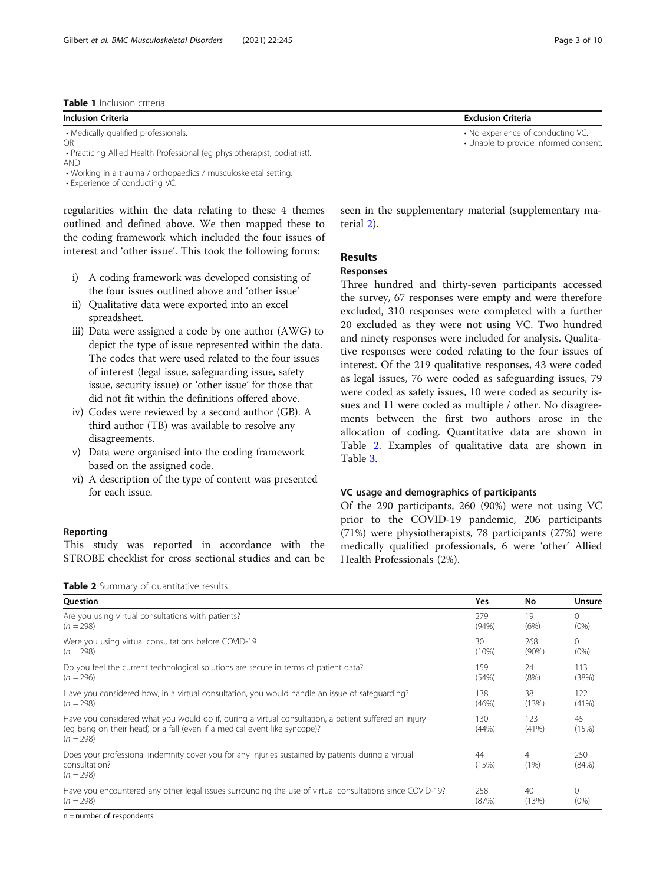**Table 1** Inclusion criteria

| Inclusion Criteria | Exclusion Criteria |
|---|---|
| • Medically qualified professionals.<br>OR<br>• Practicing Allied Health Professional (eg physiotherapist, podiatrist).<br>AND<br>• Working in a trauma / orthopaedics / musculoskeletal setting.<br>• Experience of conducting VC. | • No experience of conducting VC.<br>• Unable to provide informed consent. |

regularities within the data relating to these 4 themes outlined and defined above. We then mapped these to the coding framework which included the four issues of interest and 'other issue'. This took the following forms:

i) A coding framework was developed consisting of the four issues outlined above and 'other issue'
ii) Qualitative data were exported into an excel spreadsheet.
iii) Data were assigned a code by one author (AWG) to depict the type of issue represented within the data. The codes that were used related to the four issues of interest (legal issue, safeguarding issue, safety issue, security issue) or 'other issue' for those that did not fit within the definitions offered above.
iv) Codes were reviewed by a second author (GB). A third author (TB) was available to resolve any disagreements.
v) Data were organised into the coding framework based on the assigned code.
vi) A description of the type of content was presented for each issue.

### Reporting

This study was reported in accordance with the STROBE checklist for cross sectional studies and can be seen in the supplementary material (supplementary material 2).

## Results

### Responses

Three hundred and thirty-seven participants accessed the survey, 67 responses were empty and were therefore excluded, 310 responses were completed with a further 20 excluded as they were not using VC. Two hundred and ninety responses were included for analysis. Qualitative responses were coded relating to the four issues of interest. Of the 219 qualitative responses, 43 were coded as legal issues, 76 were coded as safeguarding issues, 79 were coded as safety issues, 10 were coded as security issues and 11 were coded as multiple / other. No disagreements between the first two authors arose in the allocation of coding. Quantitative data are shown in Table 2. Examples of qualitative data are shown in Table 3.

### VC usage and demographics of participants

Of the 290 participants, 260 (90%) were not using VC prior to the COVID-19 pandemic, 206 participants (71%) were physiotherapists, 78 participants (27%) were medically qualified professionals, 6 were 'other' Allied Health Professionals (2%).

**Table 2** Summary of quantitative results

| Question | Yes | No | Unsure |
|---|---|---|---|
| Are you using virtual consultations with patients? ($n = 298$) | 279 (94%) | 19 (6%) | 0 (0%) |
| Were you using virtual consultations before COVID-19 ($n = 298$) | 30 (10%) | 268 (90%) | 0 (0%) |
| Do you feel the current technological solutions are secure in terms of patient data? ($n = 296$) | 159 (54%) | 24 (8%) | 113 (38%) |
| Have you considered how, in a virtual consultation, you would handle an issue of safeguarding? ($n = 298$) | 138 (46%) | 38 (13%) | 122 (41%) |
| Have you considered what you would do if, during a virtual consultation, a patient suffered an injury (eg bang on their head) or a fall (even if a medical event like syncope)? ($n = 298$) | 130 (44%) | 123 (41%) | 45 (15%) |
| Does your professional indemnity cover you for any injuries sustained by patients during a virtual consultation? ($n = 298$) | 44 (15%) | 4 (1%) | 250 (84%) |
| Have you encountered any other legal issues surrounding the use of virtual consultations since COVID-19? ($n = 298$) | 258 (87%) | 40 (13%) | 0 (0%) |

n = number of respondents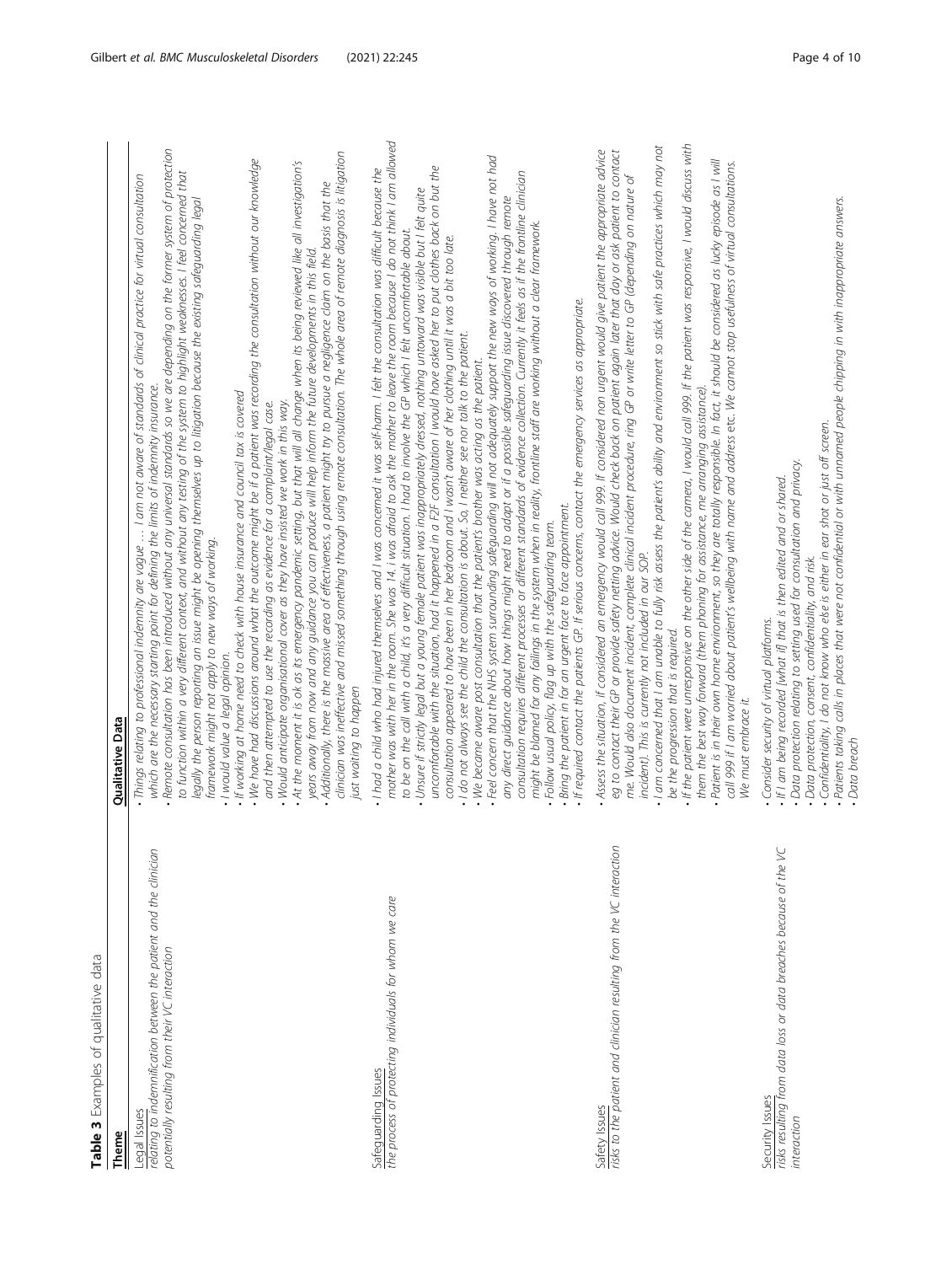**Table 3** Examples of qualitative data

| Theme | Qualitative Data |
| --- | --- |
| Legal Issues<br>*relating to indemnification between the patient and the clinician potentially resulting from their VC interaction* | • *Things relating to professional indemnity are vague … I am not aware of standards of clinical practice for virtual consultation which are the necessary starting point for defining the limits of indemnity insurance.*<br>• *Remote consultation has been introduced without any universal standards so we are depending on the former system of protection to function within a very different context, and without any testing of the system to highlight weaknesses. I feel concerned that legally the person reporting an issue might be opening themselves up to litigation because the existing safeguarding legal framework might not apply to new ways of working.*<br>• *I would value a legal opinion.*<br>• *If working at home need to check with house insurance and council tax is covered*<br>• *We have had discussions around what the outcome might be if a patient was recording the consultation without our knowledge and then attempted to use the recording as evidence for a complaint/legal case.*<br>• *Would anticipate organisational cover as they have insisted we work in this way.*<br>• *At the moment it is ok as its emergency pandemic setting, but that will all change when its being reviewed like all investigation's years away from now and any guidance you can produce will help inform the future developments in this field.*<br>• *Additionally, there is the massive area of effectiveness, a patient might try to pursue a negligence claim on the basis that the clinician was ineffective and missed something through using remote consultation. The whole area of remote diagnosis is litigation just waiting to happen* |
| Safeguarding Issues<br>*the process of protecting individuals for whom we care* | • *I had a child who had injured themselves and I was concerned it was self-harm. I felt the consultation was difficult because the mother was with her in the room. She was 14. I was afraid to ask the mother to leave the room because I do not think I am allowed to be on the call with a child, it's a very difficult situation. I had to involve the GP which I felt uncomfortable about.*<br>• *Unsure if strictly legal but a young female patient was inappropriately dressed, nothing untoward was visible but I felt quite uncomfortable with the situation, had it happened in a F2F consultation I would have asked her to put clothes back on but the consultation appeared to have been in her bedroom and I wasn't aware of her clothing until it was a bit too late.*<br>• *I do not always see the child the consultation is about. So, I neither see nor talk to the patient.*<br>• *We became aware post consultation that the patient's brother was acting as the patient.*<br>• *Feel concern that the NHS system surrounding safeguarding will not adequately support the new ways of working. I have not had any direct guidance about how things might need to adapt or if a possible safeguarding issue discovered through remote consultation requires different processes or different standards of evidence collection. Currently it feels as if the frontline clinician might be blamed for any failings in the system when in reality, frontline staff are working without a clear framework.*<br>• *Follow usual policy, flag up with the safeguarding team.*<br>• *Bring the patient in for an urgent face to face appointment.*<br>• *If required contact the patients GP. If serious concerns, contact the emergency services as appropriate.* |
| Safety Issues<br>*risks to the patient and clinician resulting from the VC interaction* | • *Assess the situation, if considered an emergency would call 999. If considered non urgent would give patient the appropriate advice eg to contact their GP or provide safety netting advice. Would check back on patient again later that day or ask patient to contact me. Would also document incident, complete clinical incident procedure, ring GP or write letter to GP (depending on nature of incident). This is currently not included in our SOP.*<br>• *I am concerned that I am unable to fully risk assess the patient's ability and environment so stick with safe practices which may not be the progression that is required.*<br>• *If the patient were unresponsive on the other side of the camera, I would call 999. If the patient was responsive, I would discuss with them the best way forward (them phoning for assistance, me arranging assistance).*<br>• *Patient is in their own home environment, so they are totally responsible. In fact, it should be considered as lucky episode as I will call 999 if I am worried about patient's wellbeing with name and address etc. We cannot stop usefulness of virtual consultations. We must embrace it.* |
| Security Issues<br>*risks resulting from data loss or data breaches because of the VC interaction* | • *Consider security of virtual platforms.*<br>• *If I am being recorded [what if] that is then edited and or shared.*<br>• *Data protection relating to setting used for consultation and privacy.*<br>• *Data protection, consent, confidentiality, and risk.*<br>• *Confidentiality, I do not know who else is either in ear shot or just off screen.*<br>• *Patients taking calls in places that were not confidential or with unnamed people chipping in with inappropriate answers.*<br>• *Data breach* |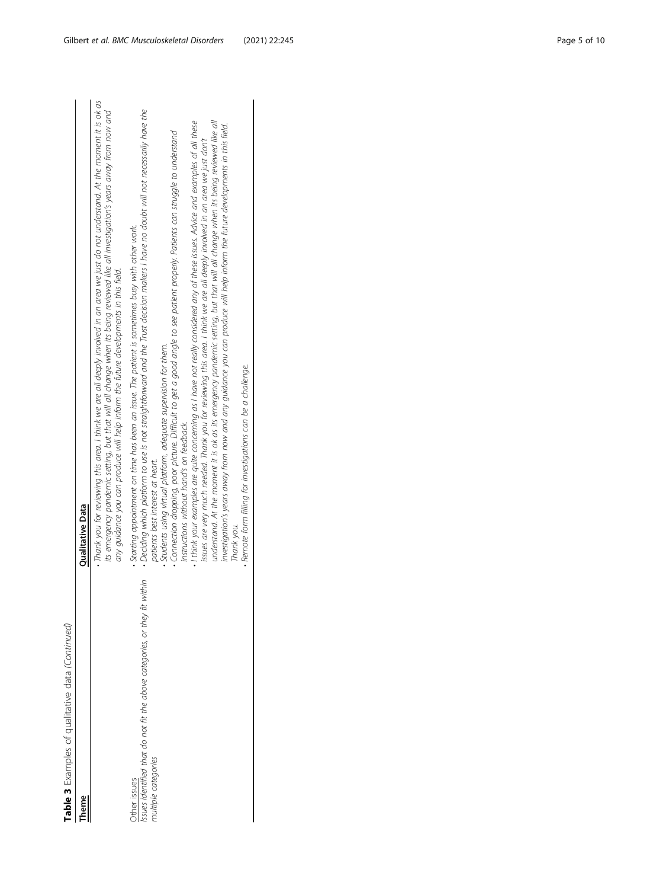**Table 3** Examples of qualitative data *(Continued)*

| Theme | Qualitative Data |
| --- | --- |
| | • *Thank you for reviewing this area. I think we are all deeply involved in an area we just do not understand. At the moment it is ok as its emergency pandemic setting, but that will all change when its being reviewed like all investigation's years away from now and any guidance you can produce will help inform the future developments in this field.* |
| Other issues *Issues identified that do not fit the above categories, or they fit within multiple categories* | • *Starting appointment on time has been an issue. The patient is sometimes busy with other work.* • *Deciding which platform to use is not straightforward and the Trust decision makers I have no doubt will not necessarily have the patients best interest at heart.* • *Students using virtual platform, adequate supervision for them.* • *Connection dropping, poor picture. Difficult to get a good angle to see patient properly. Patients can struggle to understand instructions without hand's on feedback.* • *I think your examples are quite concerning as I have not really considered any of these issues. Advice and examples of all these issues are very much needed. Thank you for reviewing this area. I think we are all deeply involved in an area we just don't understand. At the moment it is ok as its emergency pandemic setting, but that will all change when its being reviewed like all investigation's years away from now and any guidance you can produce will help inform the future developments in this field. Thank you.* • *Remote form filling for investigations can be a challenge.* |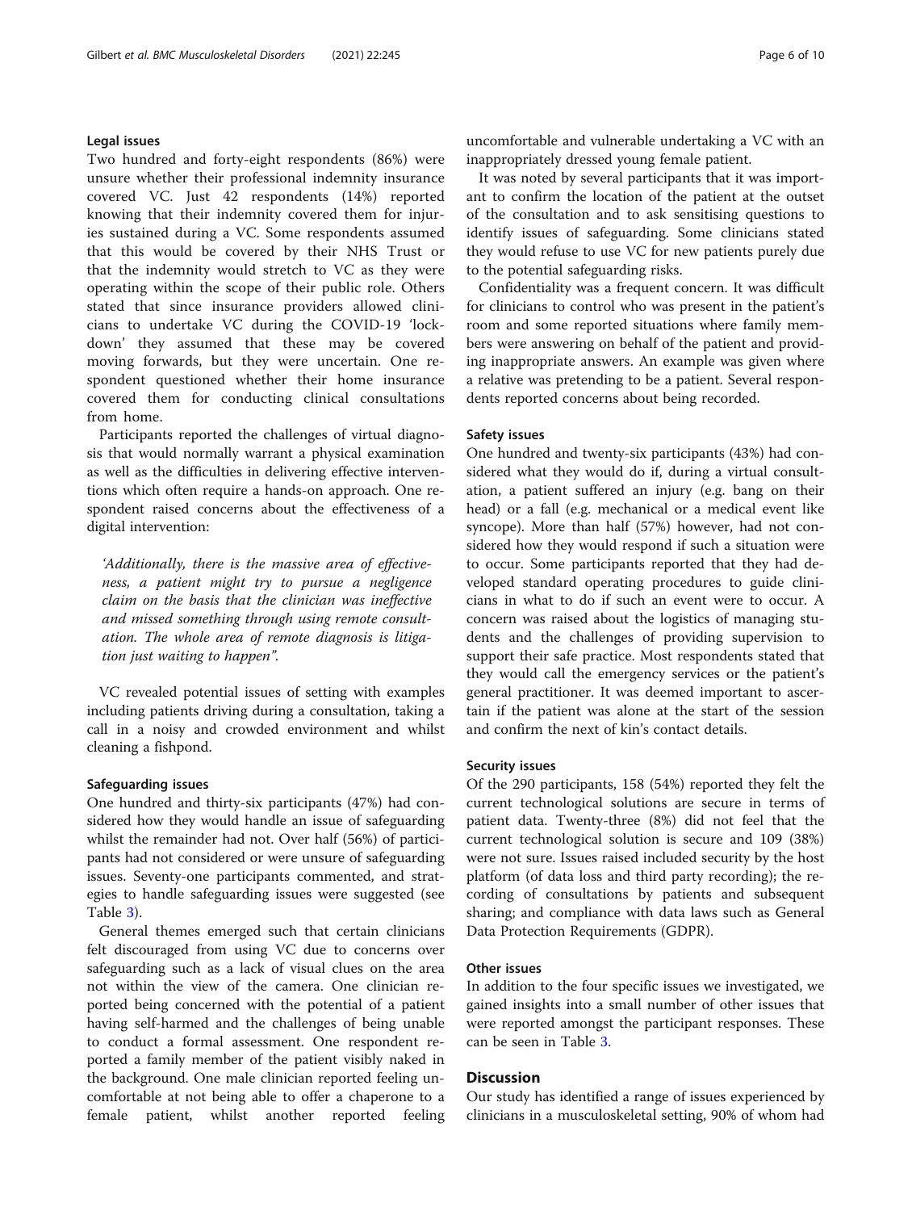### Legal issues

Two hundred and forty-eight respondents (86%) were unsure whether their professional indemnity insurance covered VC. Just 42 respondents (14%) reported knowing that their indemnity covered them for injuries sustained during a VC. Some respondents assumed that this would be covered by their NHS Trust or that the indemnity would stretch to VC as they were operating within the scope of their public role. Others stated that since insurance providers allowed clinicians to undertake VC during the COVID-19 'lockdown' they assumed that these may be covered moving forwards, but they were uncertain. One respondent questioned whether their home insurance covered them for conducting clinical consultations from home.

Participants reported the challenges of virtual diagnosis that would normally warrant a physical examination as well as the difficulties in delivering effective interventions which often require a hands-on approach. One respondent raised concerns about the effectiveness of a digital intervention:

> *'Additionally, there is the massive area of effectiveness, a patient might try to pursue a negligence claim on the basis that the clinician was ineffective and missed something through using remote consultation. The whole area of remote diagnosis is litigation just waiting to happen".*

VC revealed potential issues of setting with examples including patients driving during a consultation, taking a call in a noisy and crowded environment and whilst cleaning a fishpond.

### Safeguarding issues

One hundred and thirty-six participants (47%) had considered how they would handle an issue of safeguarding whilst the remainder had not. Over half (56%) of participants had not considered or were unsure of safeguarding issues. Seventy-one participants commented, and strategies to handle safeguarding issues were suggested (see Table 3).

General themes emerged such that certain clinicians felt discouraged from using VC due to concerns over safeguarding such as a lack of visual clues on the area not within the view of the camera. One clinician reported being concerned with the potential of a patient having self-harmed and the challenges of being unable to conduct a formal assessment. One respondent reported a family member of the patient visibly naked in the background. One male clinician reported feeling uncomfortable at not being able to offer a chaperone to a female patient, whilst another reported feeling uncomfortable and vulnerable undertaking a VC with an inappropriately dressed young female patient.

It was noted by several participants that it was important to confirm the location of the patient at the outset of the consultation and to ask sensitising questions to identify issues of safeguarding. Some clinicians stated they would refuse to use VC for new patients purely due to the potential safeguarding risks.

Confidentiality was a frequent concern. It was difficult for clinicians to control who was present in the patient's room and some reported situations where family members were answering on behalf of the patient and providing inappropriate answers. An example was given where a relative was pretending to be a patient. Several respondents reported concerns about being recorded.

### Safety issues

One hundred and twenty-six participants (43%) had considered what they would do if, during a virtual consultation, a patient suffered an injury (e.g. bang on their head) or a fall (e.g. mechanical or a medical event like syncope). More than half (57%) however, had not considered how they would respond if such a situation were to occur. Some participants reported that they had developed standard operating procedures to guide clinicians in what to do if such an event were to occur. A concern was raised about the logistics of managing students and the challenges of providing supervision to support their safe practice. Most respondents stated that they would call the emergency services or the patient's general practitioner. It was deemed important to ascertain if the patient was alone at the start of the session and confirm the next of kin's contact details.

### Security issues

Of the 290 participants, 158 (54%) reported they felt the current technological solutions are secure in terms of patient data. Twenty-three (8%) did not feel that the current technological solution is secure and 109 (38%) were not sure. Issues raised included security by the host platform (of data loss and third party recording); the recording of consultations by patients and subsequent sharing; and compliance with data laws such as General Data Protection Requirements (GDPR).

### Other issues

In addition to the four specific issues we investigated, we gained insights into a small number of other issues that were reported amongst the participant responses. These can be seen in Table 3.

## Discussion

Our study has identified a range of issues experienced by clinicians in a musculoskeletal setting, 90% of whom had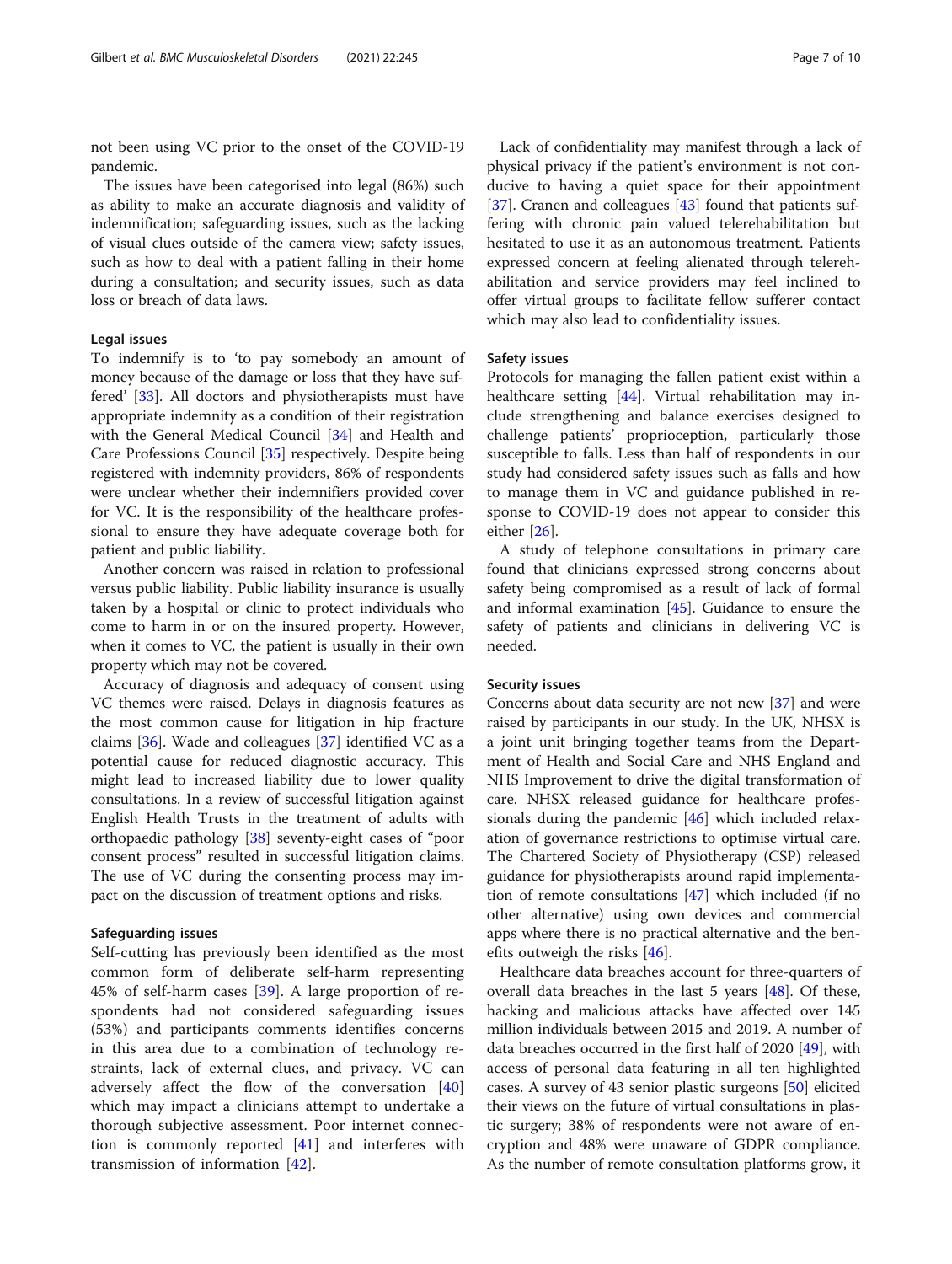not been using VC prior to the onset of the COVID-19 pandemic.

The issues have been categorised into legal (86%) such as ability to make an accurate diagnosis and validity of indemnification; safeguarding issues, such as the lacking of visual clues outside of the camera view; safety issues, such as how to deal with a patient falling in their home during a consultation; and security issues, such as data loss or breach of data laws.

### Legal issues

To indemnify is to 'to pay somebody an amount of money because of the damage or loss that they have suffered' [33]. All doctors and physiotherapists must have appropriate indemnity as a condition of their registration with the General Medical Council [34] and Health and Care Professions Council [35] respectively. Despite being registered with indemnity providers, 86% of respondents were unclear whether their indemnifiers provided cover for VC. It is the responsibility of the healthcare professional to ensure they have adequate coverage both for patient and public liability.

Another concern was raised in relation to professional versus public liability. Public liability insurance is usually taken by a hospital or clinic to protect individuals who come to harm in or on the insured property. However, when it comes to VC, the patient is usually in their own property which may not be covered.

Accuracy of diagnosis and adequacy of consent using VC themes were raised. Delays in diagnosis features as the most common cause for litigation in hip fracture claims [36]. Wade and colleagues [37] identified VC as a potential cause for reduced diagnostic accuracy. This might lead to increased liability due to lower quality consultations. In a review of successful litigation against English Health Trusts in the treatment of adults with orthopaedic pathology [38] seventy-eight cases of "poor consent process" resulted in successful litigation claims. The use of VC during the consenting process may impact on the discussion of treatment options and risks.

### Safeguarding issues

Self-cutting has previously been identified as the most common form of deliberate self-harm representing 45% of self-harm cases [39]. A large proportion of respondents had not considered safeguarding issues (53%) and participants comments identifies concerns in this area due to a combination of technology restraints, lack of external clues, and privacy. VC can adversely affect the flow of the conversation [40] which may impact a clinicians attempt to undertake a thorough subjective assessment. Poor internet connection is commonly reported [41] and interferes with transmission of information [42].

Lack of confidentiality may manifest through a lack of physical privacy if the patient's environment is not conducive to having a quiet space for their appointment [37]. Cranen and colleagues [43] found that patients suffering with chronic pain valued telerehabilitation but hesitated to use it as an autonomous treatment. Patients expressed concern at feeling alienated through telerehabilitation and service providers may feel inclined to offer virtual groups to facilitate fellow sufferer contact which may also lead to confidentiality issues.

### Safety issues

Protocols for managing the fallen patient exist within a healthcare setting [44]. Virtual rehabilitation may include strengthening and balance exercises designed to challenge patients' proprioception, particularly those susceptible to falls. Less than half of respondents in our study had considered safety issues such as falls and how to manage them in VC and guidance published in response to COVID-19 does not appear to consider this either [26].

A study of telephone consultations in primary care found that clinicians expressed strong concerns about safety being compromised as a result of lack of formal and informal examination [45]. Guidance to ensure the safety of patients and clinicians in delivering VC is needed.

### Security issues

Concerns about data security are not new [37] and were raised by participants in our study. In the UK, NHSX is a joint unit bringing together teams from the Department of Health and Social Care and NHS England and NHS Improvement to drive the digital transformation of care. NHSX released guidance for healthcare professionals during the pandemic [46] which included relaxation of governance restrictions to optimise virtual care. The Chartered Society of Physiotherapy (CSP) released guidance for physiotherapists around rapid implementation of remote consultations [47] which included (if no other alternative) using own devices and commercial apps where there is no practical alternative and the benefits outweigh the risks [46].

Healthcare data breaches account for three-quarters of overall data breaches in the last 5 years [48]. Of these, hacking and malicious attacks have affected over 145 million individuals between 2015 and 2019. A number of data breaches occurred in the first half of 2020 [49], with access of personal data featuring in all ten highlighted cases. A survey of 43 senior plastic surgeons [50] elicited their views on the future of virtual consultations in plastic surgery; 38% of respondents were not aware of encryption and 48% were unaware of GDPR compliance. As the number of remote consultation platforms grow, it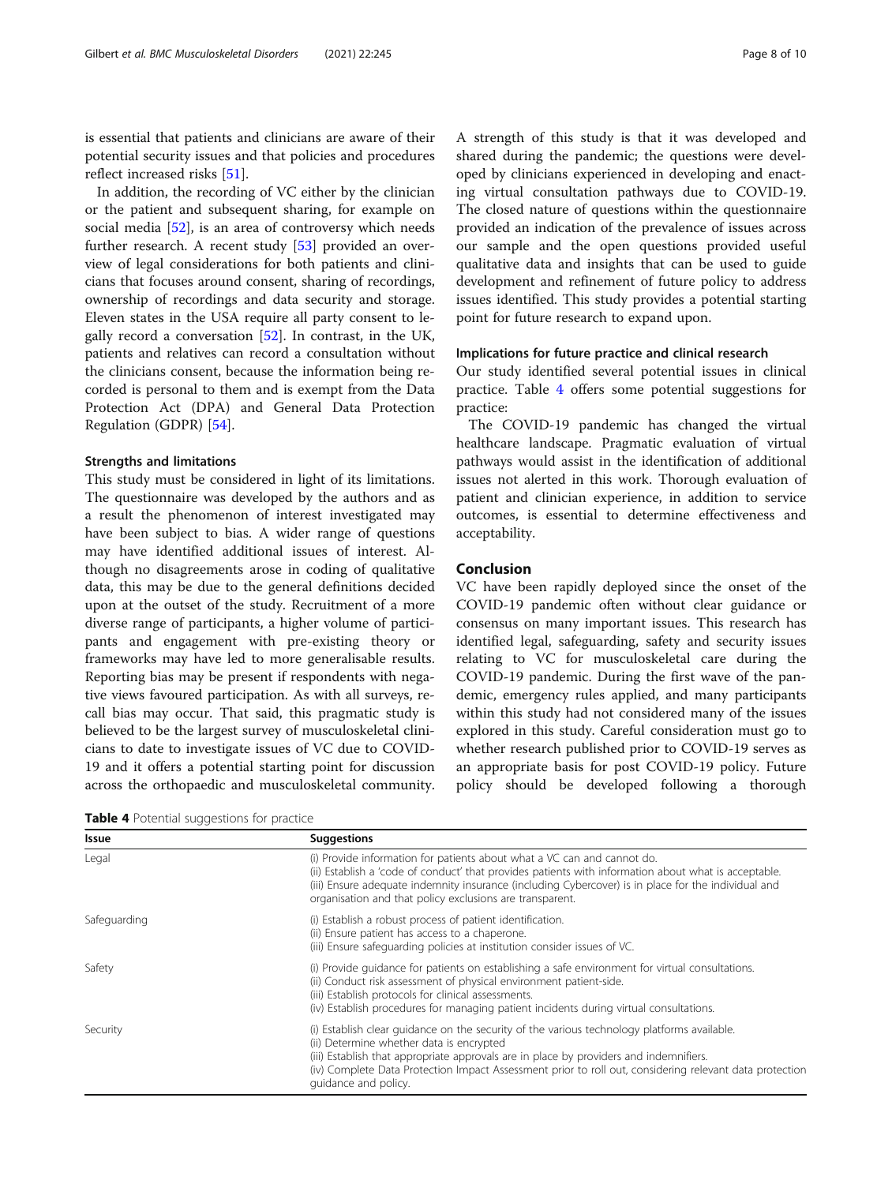is essential that patients and clinicians are aware of their potential security issues and that policies and procedures reflect increased risks [51].

In addition, the recording of VC either by the clinician or the patient and subsequent sharing, for example on social media [52], is an area of controversy which needs further research. A recent study [53] provided an overview of legal considerations for both patients and clinicians that focuses around consent, sharing of recordings, ownership of recordings and data security and storage. Eleven states in the USA require all party consent to legally record a conversation [52]. In contrast, in the UK, patients and relatives can record a consultation without the clinicians consent, because the information being recorded is personal to them and is exempt from the Data Protection Act (DPA) and General Data Protection Regulation (GDPR) [54].

### Strengths and limitations

This study must be considered in light of its limitations. The questionnaire was developed by the authors and as a result the phenomenon of interest investigated may have been subject to bias. A wider range of questions may have identified additional issues of interest. Although no disagreements arose in coding of qualitative data, this may be due to the general definitions decided upon at the outset of the study. Recruitment of a more diverse range of participants, a higher volume of participants and engagement with pre-existing theory or frameworks may have led to more generalisable results. Reporting bias may be present if respondents with negative views favoured participation. As with all surveys, recall bias may occur. That said, this pragmatic study is believed to be the largest survey of musculoskeletal clinicians to date to investigate issues of VC due to COVID-19 and it offers a potential starting point for discussion across the orthopaedic and musculoskeletal community. A strength of this study is that it was developed and shared during the pandemic; the questions were developed by clinicians experienced in developing and enacting virtual consultation pathways due to COVID-19. The closed nature of questions within the questionnaire provided an indication of the prevalence of issues across our sample and the open questions provided useful qualitative data and insights that can be used to guide development and refinement of future policy to address issues identified. This study provides a potential starting point for future research to expand upon.

### Implications for future practice and clinical research

Our study identified several potential issues in clinical practice. Table 4 offers some potential suggestions for practice:

The COVID-19 pandemic has changed the virtual healthcare landscape. Pragmatic evaluation of virtual pathways would assist in the identification of additional issues not alerted in this work. Thorough evaluation of patient and clinician experience, in addition to service outcomes, is essential to determine effectiveness and acceptability.

## Conclusion

VC have been rapidly deployed since the onset of the COVID-19 pandemic often without clear guidance or consensus on many important issues. This research has identified legal, safeguarding, safety and security issues relating to VC for musculoskeletal care during the COVID-19 pandemic. During the first wave of the pandemic, emergency rules applied, and many participants within this study had not considered many of the issues explored in this study. Careful consideration must go to whether research published prior to COVID-19 serves as an appropriate basis for post COVID-19 policy. Future policy should be developed following a thorough

**Table 4** Potential suggestions for practice

| Issue | Suggestions |
|---|---|
| Legal | (i) Provide information for patients about what a VC can and cannot do.<br>(ii) Establish a 'code of conduct' that provides patients with information about what is acceptable.<br>(iii) Ensure adequate indemnity insurance (including Cybercover) is in place for the individual and organisation and that policy exclusions are transparent. |
| Safeguarding | (i) Establish a robust process of patient identification.<br>(ii) Ensure patient has access to a chaperone.<br>(iii) Ensure safeguarding policies at institution consider issues of VC. |
| Safety | (i) Provide guidance for patients on establishing a safe environment for virtual consultations.<br>(ii) Conduct risk assessment of physical environment patient-side.<br>(iii) Establish protocols for clinical assessments.<br>(iv) Establish procedures for managing patient incidents during virtual consultations. |
| Security | (i) Establish clear guidance on the security of the various technology platforms available.<br>(ii) Determine whether data is encrypted<br>(iii) Establish that appropriate approvals are in place by providers and indemnifiers.<br>(iv) Complete Data Protection Impact Assessment prior to roll out, considering relevant data protection guidance and policy. |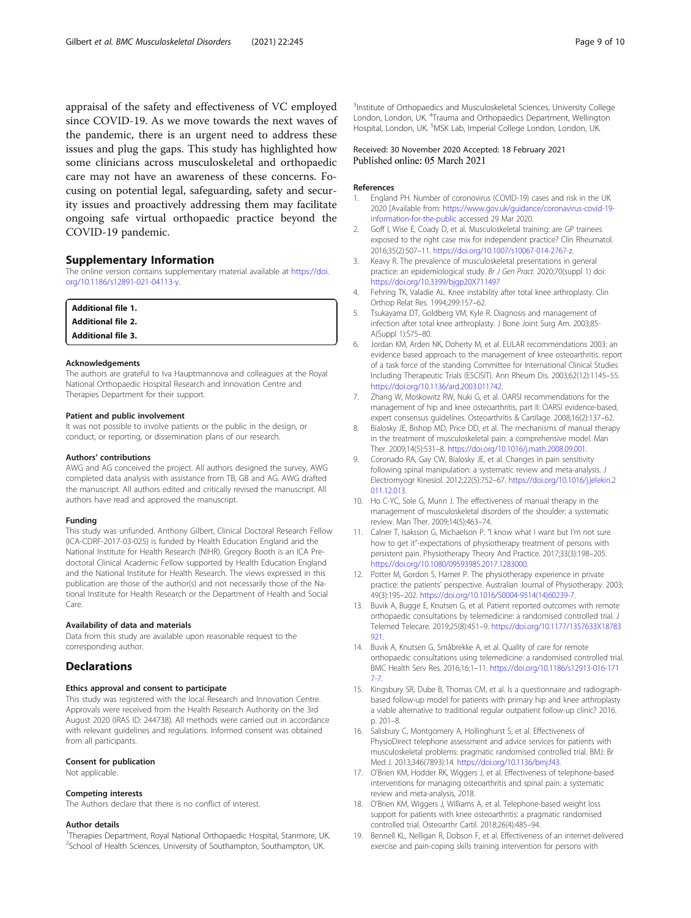appraisal of the safety and effectiveness of VC employed since COVID-19. As we move towards the next waves of the pandemic, there is an urgent need to address these issues and plug the gaps. This study has highlighted how some clinicians across musculoskeletal and orthopaedic care may not have an awareness of these concerns. Focusing on potential legal, safeguarding, safety and security issues and proactively addressing them may facilitate ongoing safe virtual orthopaedic practice beyond the COVID-19 pandemic.

## Supplementary Information

The online version contains supplementary material available at https://doi.org/10.1186/s12891-021-04113-y.

**Additional file 1.**
**Additional file 2.**
**Additional file 3.**

### Acknowledgements

The authors are grateful to Iva Hauptmannova and colleagues at the Royal National Orthopaedic Hospital Research and Innovation Centre and Therapies Department for their support.

### Patient and public involvement

It was not possible to involve patients or the public in the design, or conduct, or reporting, or dissemination plans of our research.

### Authors' contributions

AWG and AG conceived the project. All authors designed the survey, AWG completed data analysis with assistance from TB, GB and AG. AWG drafted the manuscript. All authors edited and critically revised the manuscript. All authors have read and approved the manuscript.

### Funding

This study was unfunded. Anthony Gilbert, Clinical Doctoral Research Fellow (ICA-CDRF-2017-03-025) is funded by Health Education England and the National Institute for Health Research (NIHR). Gregory Booth is an ICA Pre-doctoral Clinical Academic Fellow supported by Health Education England and the National Institute for Health Research. The views expressed in this publication are those of the author(s) and not necessarily those of the National Institute for Health Research or the Department of Health and Social Care.

### Availability of data and materials

Data from this study are available upon reasonable request to the corresponding author.

## Declarations

### Ethics approval and consent to participate

This study was registered with the local Research and Innovation Centre. Approvals were received from the Health Research Authority on the 3rd August 2020 (IRAS ID: 244738). All methods were carried out in accordance with relevant guidelines and regulations. Informed consent was obtained from all participants.

### Consent for publication

Not applicable.

### Competing interests

The Authors declare that there is no conflict of interest.

### Author details

[1]Therapies Department, Royal National Orthopaedic Hospital, Stanmore, UK. [2]School of Health Sciences, University of Southampton, Southampton, UK. [3]Institute of Orthopaedics and Musculoskeletal Sciences, University College London, London, UK. [4]Trauma and Orthopaedics Department, Wellington Hospital, London, UK. [5]MSK Lab, Imperial College London, London, UK.

Received: 30 November 2020 Accepted: 18 February 2021
Published online: 05 March 2021

### References

1. England PH. Number of coronovirus (COVID-19) cases and risk in the UK 2020 [Available from: https://www.gov.uk/guidance/coronavirus-covid-19-information-for-the-public accessed 29 Mar 2020.
2. Goff I, Wise E, Coady D, et al. Musculoskeletal training: are GP trainees exposed to the right case mix for independent practice? Clin Rheumatol. 2016;35(2):507–11. https://doi.org/10.1007/s10067-014-2767-z.
3. Keavy R. The prevalence of musculoskeletal presentations in general practice: an epidemiological study. *Br J Gen Pract.* 2020;70(suppl 1) doi: https://doi.org/10.3399/bjgp20X711497
4. Fehring TK, Valadie AL. Knee instability after total knee arthroplasty. Clin Orthop Relat Res. 1994;299:157–62.
5. Tsukayama DT, Goldberg VM, Kyle R. Diagnosis and management of infection after total knee arthroplasty. J Bone Joint Surg Am. 2003;85-A(Suppl 1):S75–80.
6. Jordan KM, Arden NK, Doherty M, et al. EULAR recommendations 2003: an evidence based approach to the management of knee osteoarthritis: report of a task force of the standing Committee for International Clinical Studies Including Therapeutic Trials (ESCISIT). Ann Rheum Dis. 2003;62(12):1145–55. https://doi.org/10.1136/ard.2003.011742.
7. Zhang W, Moskowitz RW, Nuki G, et al. OARSI recommendations for the management of hip and knee osteoarthritis, part II: OARSI evidence-based, expert consensus guidelines. Osteoarthritis & Cartilage. 2008;16(2):137–62.
8. Bialosky JE, Bishop MD, Price DD, et al. The mechanisms of manual therapy in the treatment of musculoskeletal pain: a comprehensive model. Man Ther. 2009;14(5):531–8. https://doi.org/10.1016/j.math.2008.09.001.
9. Coronado RA, Gay CW, Bialosky JE, et al. Changes in pain sensitivity following spinal manipulation: a systematic review and meta-analysis. J Electromyogr Kinesiol. 2012;22(5):752–67. https://doi.org/10.1016/j.jelekin.2011.12.013.
10. Ho C-YC, Sole G, Munn J. The effectiveness of manual therapy in the management of musculoskeletal disorders of the shoulder: a systematic review. Man Ther. 2009;14(5):463–74.
11. Calner T, Isaksson G, Michaelson P. "I know what I want but I'm not sure how to get it"-expectations of physiotherapy treatment of persons with persistent pain. Physiotherapy Theory And Practice. 2017;33(3):198–205. https://doi.org/10.1080/09593985.2017.1283000.
12. Potter M, Gordon S, Hamer P. The physiotherapy experience in private practice: the patients' perspective. Australian Journal of Physiotherapy. 2003;49(3):195–202. https://doi.org/10.1016/S0004-9514(14)60239-7.
13. Buvik A, Bugge E, Knutsen G, et al. Patient reported outcomes with remote orthopaedic consultations by telemedicine: a randomised controlled trial. J Telemed Telecare. 2019;25(8):451–9. https://doi.org/10.1177/1357633X18783921.
14. Buvik A, Knutsen G, Småbrekke A, et al. Quality of care for remote orthopaedic consultations using telemedicine: a randomised controlled trial. BMC Health Serv Res. 2016;16:1–11. https://doi.org/10.1186/s12913-016-1717-7.
15. Kingsbury SR, Dube B, Thomas CM, et al. Is a questionnaire and radiograph-based follow-up model for patients with primary hip and knee arthroplasty a viable alternative to traditional regular outpatient follow-up clinic? 2016. p. 201–8.
16. Salisbury C, Montgomery A, Hollinghurst S, et al. Effectiveness of PhysioDirect telephone assessment and advice services for patients with musculoskeletal problems: pragmatic randomised controlled trial. BMJ: Br Med J. 2013;346(7893):14. https://doi.org/10.1136/bmj.f43.
17. O'Brien KM, Hodder RK, Wiggers J, et al. Effectiveness of telephone-based interventions for managing osteoarthritis and spinal pain: a systematic review and meta-analysis, 2018.
18. O'Brien KM, Wiggers J, Williams A, et al. Telephone-based weight loss support for patients with knee osteoarthritis: a pragmatic randomised controlled trial. Osteoarthr Cartil. 2018;26(4):485–94.
19. Bennell KL, Nelligan R, Dobson F, et al. Effectiveness of an internet-delivered exercise and pain-coping skills training intervention for persons with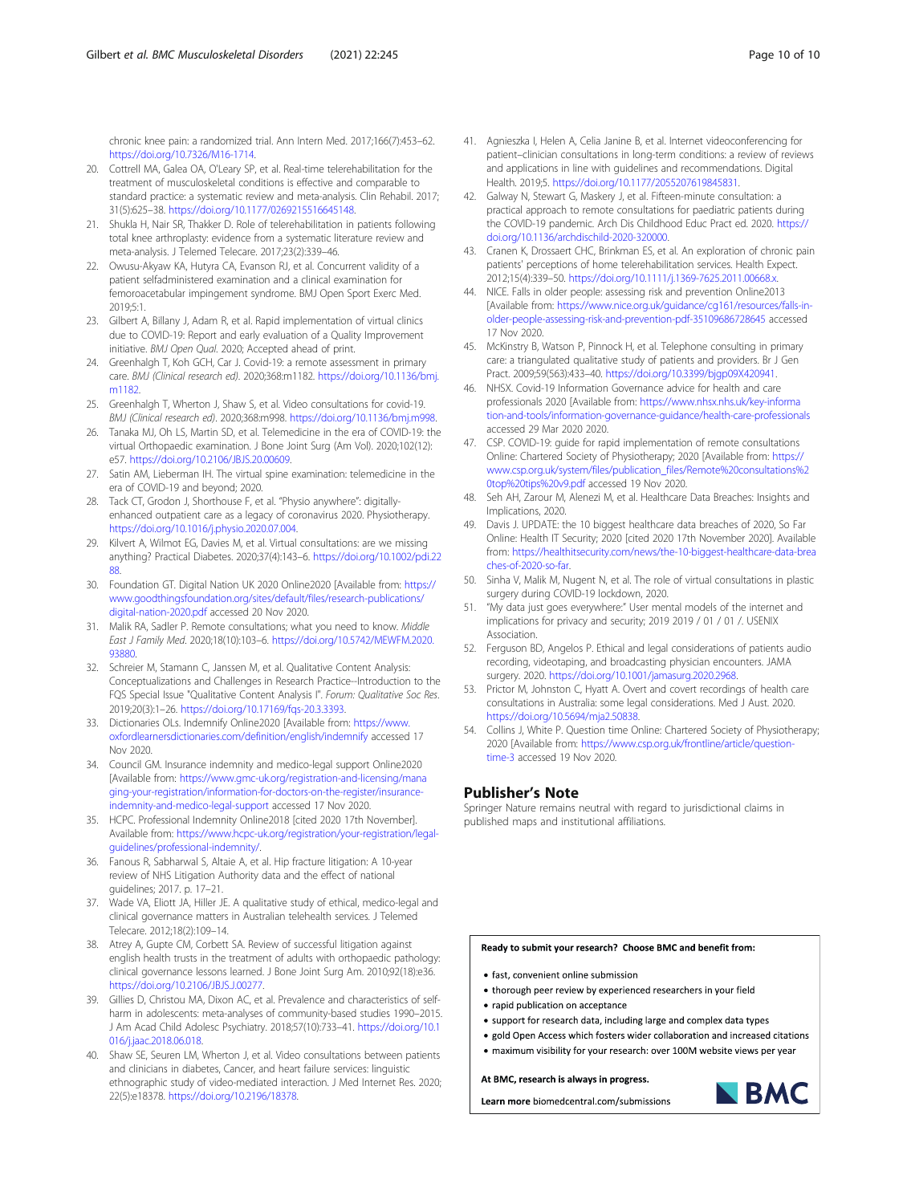chronic knee pain: a randomized trial. Ann Intern Med. 2017;166(7):453–62. https://doi.org/10.7326/M16-1714.

20. Cottrell MA, Galea OA, O'Leary SP, et al. Real-time telerehabilitation for the treatment of musculoskeletal conditions is effective and comparable to standard practice: a systematic review and meta-analysis. Clin Rehabil. 2017; 31(5):625–38. https://doi.org/10.1177/0269215516645148.
21. Shukla H, Nair SR, Thakker D. Role of telerehabilitation in patients following total knee arthroplasty: evidence from a systematic literature review and meta-analysis. J Telemed Telecare. 2017;23(2):339–46.
22. Owusu-Akyaw KA, Hutyra CA, Evanson RJ, et al. Concurrent validity of a patient selfadministered examination and a clinical examination for femoroacetabular impingement syndrome. BMJ Open Sport Exerc Med. 2019;5:1.
23. Gilbert A, Billany J, Adam R, et al. Rapid implementation of virtual clinics due to COVID-19: Report and early evaluation of a Quality Improvement initiative. *BMJ Open Qual*. 2020; Accepted ahead of print.
24. Greenhalgh T, Koh GCH, Car J. Covid-19: a remote assessment in primary care. *BMJ (Clinical research ed)*. 2020;368:m1182. https://doi.org/10.1136/bmj.m1182.
25. Greenhalgh T, Wherton J, Shaw S, et al. Video consultations for covid-19. *BMJ (Clinical research ed)*. 2020;368:m998. https://doi.org/10.1136/bmj.m998.
26. Tanaka MJ, Oh LS, Martin SD, et al. Telemedicine in the era of COVID-19: the virtual Orthopaedic examination. J Bone Joint Surg (Am Vol). 2020;102(12): e57. https://doi.org/10.2106/JBJS.20.00609.
27. Satin AM, Lieberman IH. The virtual spine examination: telemedicine in the era of COVID-19 and beyond; 2020.
28. Tack CT, Grodon J, Shorthouse F, et al. "Physio anywhere": digitally-enhanced outpatient care as a legacy of coronavirus 2020. Physiotherapy. https://doi.org/10.1016/j.physio.2020.07.004.
29. Kilvert A, Wilmot EG, Davies M, et al. Virtual consultations: are we missing anything? Practical Diabetes. 2020;37(4):143–6. https://doi.org/10.1002/pdi.2288.
30. Foundation GT. Digital Nation UK 2020 Online2020 [Available from: https://www.goodthingsfoundation.org/sites/default/files/research-publications/digital-nation-2020.pdf accessed 20 Nov 2020.
31. Malik RA, Sadler P. Remote consultations; what you need to know. *Middle East J Family Med*. 2020;18(10):103–6. https://doi.org/10.5742/MEWFM.2020.93880.
32. Schreier M, Stamann C, Janssen M, et al. Qualitative Content Analysis: Conceptualizations and Challenges in Research Practice--Introduction to the FQS Special Issue "Qualitative Content Analysis I". *Forum: Qualitative Soc Res*. 2019;20(3):1–26. https://doi.org/10.17169/fqs-20.3.3393.
33. Dictionaries OLs. Indemnify Online2020 [Available from: https://www.oxfordlearnersdictionaries.com/definition/english/indemnify accessed 17 Nov 2020.
34. Council GM. Insurance indemnity and medico-legal support Online2020 [Available from: https://www.gmc-uk.org/registration-and-licensing/managing-your-registration/information-for-doctors-on-the-register/insurance-indemnity-and-medico-legal-support accessed 17 Nov 2020.
35. HCPC. Professional Indemnity Online2018 [cited 2020 17th November]. Available from: https://www.hcpc-uk.org/registration/your-registration/legal-guidelines/professional-indemnity/.
36. Fanous R, Sabharwal S, Altaie A, et al. Hip fracture litigation: A 10-year review of NHS Litigation Authority data and the effect of national guidelines; 2017. p. 17–21.
37. Wade VA, Eliott JA, Hiller JE. A qualitative study of ethical, medico-legal and clinical governance matters in Australian telehealth services. J Telemed Telecare. 2012;18(2):109–14.
38. Atrey A, Gupte CM, Corbett SA. Review of successful litigation against english health trusts in the treatment of adults with orthopaedic pathology: clinical governance lessons learned. J Bone Joint Surg Am. 2010;92(18):e36. https://doi.org/10.2106/JBJS.J.00277.
39. Gillies D, Christou MA, Dixon AC, et al. Prevalence and characteristics of self-harm in adolescents: meta-analyses of community-based studies 1990–2015. J Am Acad Child Adolesc Psychiatry. 2018;57(10):733–41. https://doi.org/10.1016/j.jaac.2018.06.018.
40. Shaw SE, Seuren LM, Wherton J, et al. Video consultations between patients and clinicians in diabetes, Cancer, and heart failure services: linguistic ethnographic study of video-mediated interaction. J Med Internet Res. 2020; 22(5):e18378. https://doi.org/10.2196/18378.
41. Agnieszka I, Helen A, Celia Janine B, et al. Internet videoconferencing for patient–clinician consultations in long-term conditions: a review of reviews and applications in line with guidelines and recommendations. Digital Health. 2019;5. https://doi.org/10.1177/2055207619845831.
42. Galway N, Stewart G, Maskery J, et al. Fifteen-minute consultation: a practical approach to remote consultations for paediatric patients during the COVID-19 pandemic. Arch Dis Childhood Educ Pract ed. 2020. https://doi.org/10.1136/archdischild-2020-320000.
43. Cranen K, Drossaert CHC, Brinkman ES, et al. An exploration of chronic pain patients' perceptions of home telerehabilitation services. Health Expect. 2012;15(4):339–50. https://doi.org/10.1111/j.1369-7625.2011.00668.x.
44. NICE. Falls in older people: assessing risk and prevention Online2013 [Available from: https://www.nice.org.uk/guidance/cg161/resources/falls-in-older-people-assessing-risk-and-prevention-pdf-35109686728645 accessed 17 Nov 2020.
45. McKinstry B, Watson P, Pinnock H, et al. Telephone consulting in primary care: a triangulated qualitative study of patients and providers. Br J Gen Pract. 2009;59(563):433–40. https://doi.org/10.3399/bjgp09X420941.
46. NHSX. Covid-19 Information Governance advice for health and care professionals 2020 [Available from: https://www.nhsx.nhs.uk/key-information-and-tools/information-governance-guidance/health-care-professionals accessed 29 Mar 2020 2020.
47. CSP. COVID-19: guide for rapid implementation of remote consultations Online: Chartered Society of Physiotherapy; 2020 [Available from: https://www.csp.org.uk/system/files/publication_files/Remote%20consultations%20top%20tips%20v9.pdf accessed 19 Nov 2020.
48. Seh AH, Zarour M, Alenezi M, et al. Healthcare Data Breaches: Insights and Implications, 2020.
49. Davis J. UPDATE: the 10 biggest healthcare data breaches of 2020, So Far Online: Health IT Security; 2020 [cited 2020 17th November 2020]. Available from: https://healthitsecurity.com/news/the-10-biggest-healthcare-data-breaches-of-2020-so-far.
50. Sinha V, Malik M, Nugent N, et al. The role of virtual consultations in plastic surgery during COVID-19 lockdown, 2020.
51. "My data just goes everywhere:" User mental models of the internet and implications for privacy and security; 2019 2019 / 01 / 01 /. USENIX Association.
52. Ferguson BD, Angelos P. Ethical and legal considerations of patients audio recording, videotaping, and broadcasting physician encounters. JAMA surgery. 2020. https://doi.org/10.1001/jamasurg.2020.2968.
53. Prictor M, Johnston C, Hyatt A. Overt and covert recordings of health care consultations in Australia: some legal considerations. Med J Aust. 2020. https://doi.org/10.5694/mja2.50838.
54. Collins J, White P. Question time Online: Chartered Society of Physiotherapy; 2020 [Available from: https://www.csp.org.uk/frontline/article/question-time-3 accessed 19 Nov 2020.

## Publisher's Note

Springer Nature remains neutral with regard to jurisdictional claims in published maps and institutional affiliations.

**Ready to submit your research? Choose BMC and benefit from:**

- fast, convenient online submission
- thorough peer review by experienced researchers in your field
- rapid publication on acceptance
- support for research data, including large and complex data types
- gold Open Access which fosters wider collaboration and increased citations
- maximum visibility for your research: over 100M website views per year

**At BMC, research is always in progress.**

**Learn more** biomedcentral.com/submissions

BMC